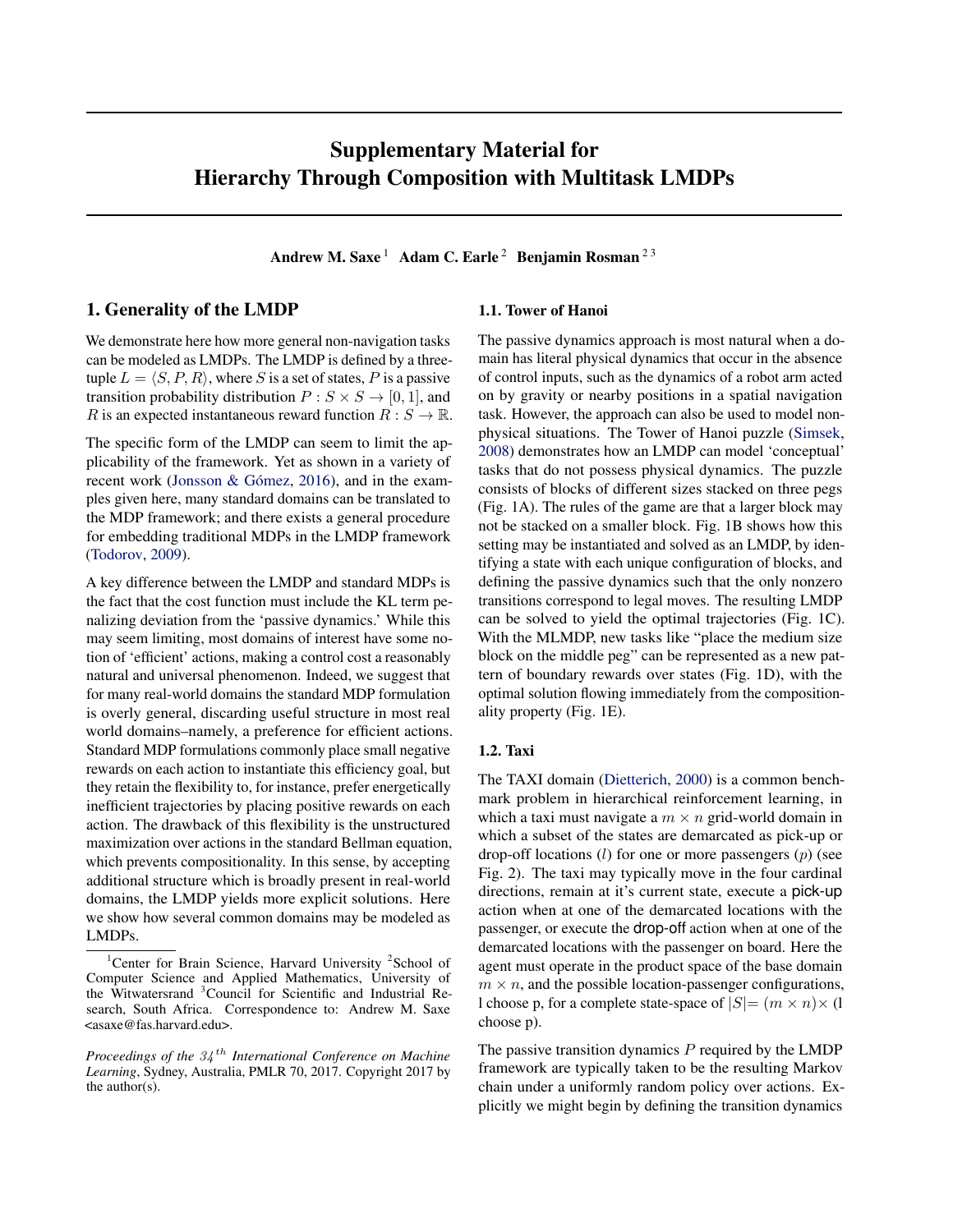# Supplementary Material for Hierarchy Through Composition with Multitask LMDPs

**Andrew M. Saxe** [1] **Adam C. Earle** [2] **Benjamin Rosman** [2 3]

## 1. Generality of the LMDP

We demonstrate here how more general non-navigation tasks can be modeled as LMDPs. The LMDP is defined by a three-tuple $L = \langle S, P, R \rangle$, where $S$ is a set of states, $P$ is a passive transition probability distribution $P : S \times S \rightarrow [0, 1]$, and $R$ is an expected instantaneous reward function $R : S \rightarrow \mathbb{R}$.

The specific form of the LMDP can seem to limit the applicability of the framework. Yet as shown in a variety of recent work (Jonsson & Gómez, 2016), and in the examples given here, many standard domains can be translated to the MDP framework; and there exists a general procedure for embedding traditional MDPs in the LMDP framework (Todorov, 2009).

A key difference between the LMDP and standard MDPs is the fact that the cost function must include the KL term penalizing deviation from the 'passive dynamics.' While this may seem limiting, most domains of interest have some notion of 'efficient' actions, making a control cost a reasonably natural and universal phenomenon. Indeed, we suggest that for many real-world domains the standard MDP formulation is overly general, discarding useful structure in most real world domains–namely, a preference for efficient actions. Standard MDP formulations commonly place small negative rewards on each action to instantiate this efficiency goal, but they retain the flexibility to, for instance, prefer energetically inefficient trajectories by placing positive rewards on each action. The drawback of this flexibility is the unstructured maximization over actions in the standard Bellman equation, which prevents compositionality. In this sense, by accepting additional structure which is broadly present in real-world domains, the LMDP yields more explicit solutions. Here we show how several common domains may be modeled as LMDPs.

[1] Center for Brain Science, Harvard University [2] School of Computer Science and Applied Mathematics, University of the Witwatersrand [3] Council for Scientific and Industrial Research, South Africa. Correspondence to: Andrew M. Saxe <asaxe@fas.harvard.edu>.

*Proceedings of the 34th International Conference on Machine Learning*, Sydney, Australia, PMLR 70, 2017. Copyright 2017 by the author(s).

### 1.1. Tower of Hanoi

The passive dynamics approach is most natural when a domain has literal physical dynamics that occur in the absence of control inputs, such as the dynamics of a robot arm acted on by gravity or nearby positions in a spatial navigation task. However, the approach can also be used to model non-physical situations. The Tower of Hanoi puzzle (Simsek, 2008) demonstrates how an LMDP can model 'conceptual' tasks that do not possess physical dynamics. The puzzle consists of blocks of different sizes stacked on three pegs (Fig. 1A). The rules of the game are that a larger block may not be stacked on a smaller block. Fig. 1B shows how this setting may be instantiated and solved as an LMDP, by identifying a state with each unique configuration of blocks, and defining the passive dynamics such that the only nonzero transitions correspond to legal moves. The resulting LMDP can be solved to yield the optimal trajectories (Fig. 1C). With the MLMDP, new tasks like "place the medium size block on the middle peg" can be represented as a new pattern of boundary rewards over states (Fig. 1D), with the optimal solution flowing immediately from the compositionality property (Fig. 1E).

### 1.2. Taxi

The TAXI domain (Dietterich, 2000) is a common benchmark problem in hierarchical reinforcement learning, in which a taxi must navigate a $m \times n$ grid-world domain in which a subset of the states are demarcated as pick-up or drop-off locations ($l$) for one or more passengers ($p$) (see Fig. 2). The taxi may typically move in the four cardinal directions, remain at it's current state, execute a pick-up action when at one of the demarcated locations with the passenger, or execute the drop-off action when at one of the demarcated locations with the passenger on board. Here the agent must operate in the product space of the base domain $m \times n$, and the possible location-passenger configurations, l choose p, for a complete state-space of $|S| = (m \times n) \times$ (l choose p).

The passive transition dynamics $P$ required by the LMDP framework are typically taken to be the resulting Markov chain under a uniformly random policy over actions. Explicitly we might begin by defining the transition dynamics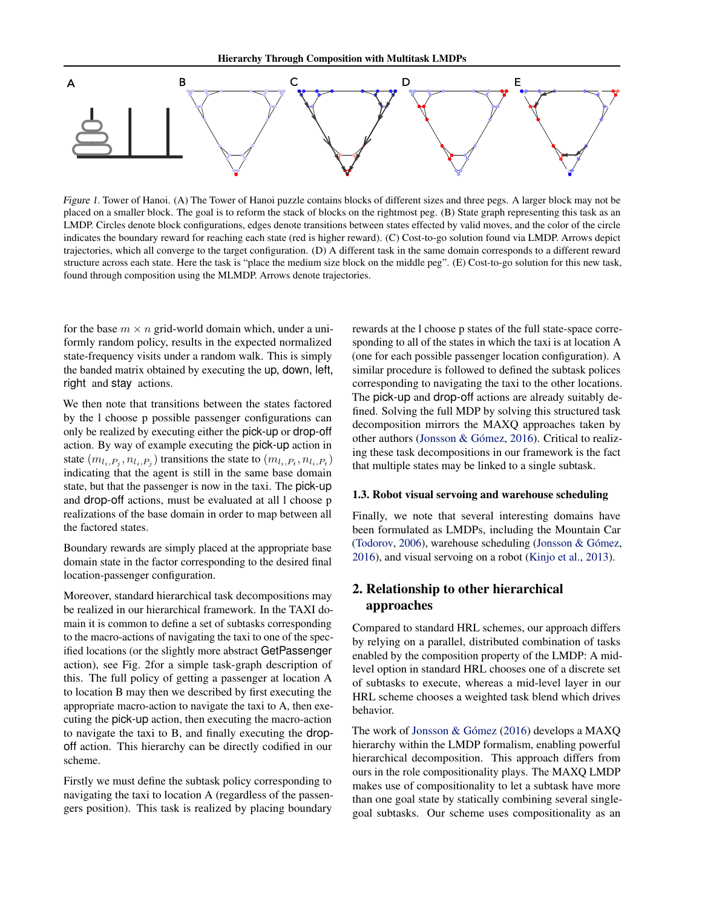*Figure 1.* Tower of Hanoi. (A) The Tower of Hanoi puzzle contains blocks of different sizes and three pegs. A larger block may not be placed on a smaller block. The goal is to reform the stack of blocks on the rightmost peg. (B) State graph representing this task as an LMDP. Circles denote block configurations, edges denote transitions between states effected by valid moves, and the color of the circle indicates the boundary reward for reaching each state (red is higher reward). (C) Cost-to-go solution found via LMDP. Arrows depict trajectories, which all converge to the target configuration. (D) A different task in the same domain corresponds to a different reward structure across each state. Here the task is "place the medium size block on the middle peg". (E) Cost-to-go solution for this new task, found through composition using the MLMDP. Arrows denote trajectories.

for the base $m \times n$ grid-world domain which, under a uniformly random policy, results in the expected normalized state-frequency visits under a random walk. This is simply the banded matrix obtained by executing the up, down, left, right and stay actions.

We then note that transitions between the states factored by the l choose p possible passenger configurations can only be realized by executing either the pick-up or drop-off action. By way of example executing the pick-up action in state $(m_{l_i,P_j}, n_{l_i,P_j})$ transitions the state to $(m_{l_i,P_t}, n_{l_i,P_t})$ indicating that the agent is still in the same base domain state, but that the passenger is now in the taxi. The pick-up and drop-off actions, must be evaluated at all l choose p realizations of the base domain in order to map between all the factored states.

Boundary rewards are simply placed at the appropriate base domain state in the factor corresponding to the desired final location-passenger configuration.

Moreover, standard hierarchical task decompositions may be realized in our hierarchical framework. In the TAXI domain it is common to define a set of subtasks corresponding to the macro-actions of navigating the taxi to one of the specified locations (or the slightly more abstract GetPassenger action), see Fig. 2for a simple task-graph description of this. The full policy of getting a passenger at location A to location B may then we described by first executing the appropriate macro-action to navigate the taxi to A, then executing the pick-up action, then executing the macro-action to navigate the taxi to B, and finally executing the drop-off action. This hierarchy can be directly codified in our scheme.

Firstly we must define the subtask policy corresponding to navigating the taxi to location A (regardless of the passengers position). This task is realized by placing boundary rewards at the l choose p states of the full state-space corresponding to all of the states in which the taxi is at location A (one for each possible passenger location configuration). A similar procedure is followed to defined the subtask polices corresponding to navigating the taxi to the other locations. The pick-up and drop-off actions are already suitably defined. Solving the full MDP by solving this structured task decomposition mirrors the MAXQ approaches taken by other authors (Jonsson & Gómez, 2016). Critical to realizing these task decompositions in our framework is the fact that multiple states may be linked to a single subtask.

### 1.3. Robot visual servoing and warehouse scheduling

Finally, we note that several interesting domains have been formulated as LMDPs, including the Mountain Car (Todorov, 2006), warehouse scheduling (Jonsson & Gómez, 2016), and visual servoing on a robot (Kinjo et al., 2013).

## 2. Relationship to other hierarchical approaches

Compared to standard HRL schemes, our approach differs by relying on a parallel, distributed combination of tasks enabled by the composition property of the LMDP: A mid-level option in standard HRL chooses one of a discrete set of subtasks to execute, whereas a mid-level layer in our HRL scheme chooses a weighted task blend which drives behavior.

The work of Jonsson & Gómez (2016) develops a MAXQ hierarchy within the LMDP formalism, enabling powerful hierarchical decomposition. This approach differs from ours in the role compositionality plays. The MAXQ LMDP makes use of compositionality to let a subtask have more than one goal state by statically combining several single-goal subtasks. Our scheme uses compositionality as an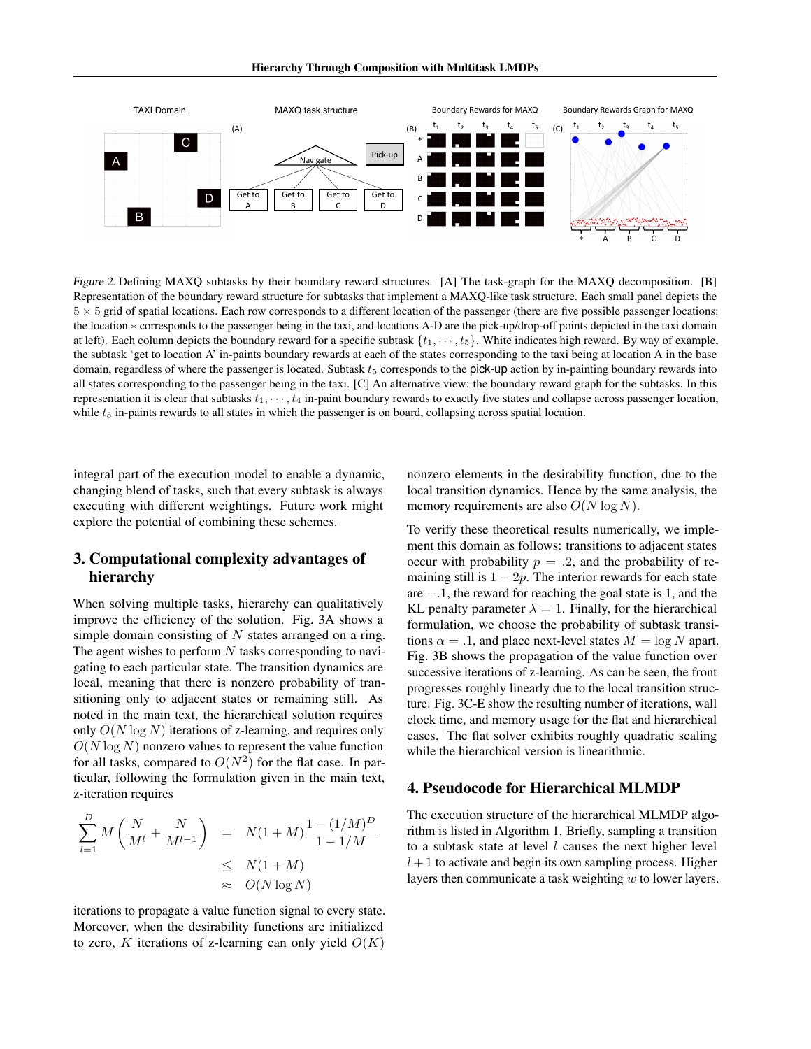Figure 2. Defining MAXQ subtasks by their boundary reward structures. [A] The task-graph for the MAXQ decomposition. [B] Representation of the boundary reward structure for subtasks that implement a MAXQ-like task structure. Each small panel depicts the $5 \times 5$ grid of spatial locations. Each row corresponds to a different location of the passenger (there are five possible passenger locations: the location $*$ corresponds to the passenger being in the taxi, and locations A-D are the pick-up/drop-off points depicted in the taxi domain at left). Each column depicts the boundary reward for a specific subtask $\{t_1, \cdots, t_5\}$. White indicates high reward. By way of example, the subtask 'get to location A' in-paints boundary rewards at each of the states corresponding to the taxi being at location A in the base domain, regardless of where the passenger is located. Subtask $t_5$ corresponds to the pick-up action by in-painting boundary rewards into all states corresponding to the passenger being in the taxi. [C] An alternative view: the boundary reward graph for the subtasks. In this representation it is clear that subtasks $t_1, \cdots, t_4$ in-paint boundary rewards to exactly five states and collapse across passenger location, while $t_5$ in-paints rewards to all states in which the passenger is on board, collapsing across spatial location.

integral part of the execution model to enable a dynamic, changing blend of tasks, such that every subtask is always executing with different weightings. Future work might explore the potential of combining these schemes.

## 3. Computational complexity advantages of hierarchy

When solving multiple tasks, hierarchy can qualitatively improve the efficiency of the solution. Fig. 3A shows a simple domain consisting of $N$ states arranged on a ring. The agent wishes to perform $N$ tasks corresponding to navigating to each particular state. The transition dynamics are local, meaning that there is nonzero probability of transitioning only to adjacent states or remaining still. As noted in the main text, the hierarchical solution requires only $O(N \log N)$ iterations of z-learning, and requires only $O(N \log N)$ nonzero values to represent the value function for all tasks, compared to $O(N^2)$ for the flat case. In particular, following the formulation given in the main text, z-iteration requires

$$
\begin{aligned}
\sum_{l=1}^{D} M\left(\frac{N}{M^l} + \frac{N}{M^{l-1}}\right) &= N(1+M)\frac{1-(1/M)^D}{1-1/M} \\
&\leq N(1+M) \\
&\approx O(N \log N)
\end{aligned}
$$

iterations to propagate a value function signal to every state. Moreover, when the desirability functions are initialized to zero, $K$ iterations of z-learning can only yield $O(K)$ nonzero elements in the desirability function, due to the local transition dynamics. Hence by the same analysis, the memory requirements are also $O(N \log N)$.

To verify these theoretical results numerically, we implement this domain as follows: transitions to adjacent states occur with probability $p = .2$, and the probability of remaining still is $1 - 2p$. The interior rewards for each state are $-.1$, the reward for reaching the goal state is 1, and the KL penalty parameter $\lambda = 1$. Finally, for the hierarchical formulation, we choose the probability of subtask transitions $\alpha = .1$, and place next-level states $M = \log N$ apart. Fig. 3B shows the propagation of the value function over successive iterations of z-learning. As can be seen, the front progresses roughly linearly due to the local transition structure. Fig. 3C-E show the resulting number of iterations, wall clock time, and memory usage for the flat and hierarchical cases. The flat solver exhibits roughly quadratic scaling while the hierarchical version is linearithmic.

## 4. Pseudocode for Hierarchical MLMDP

The execution structure of the hierarchical MLMDP algorithm is listed in Algorithm 1. Briefly, sampling a transition to a subtask state at level $l$ causes the next higher level $l+1$ to activate and begin its own sampling process. Higher layers then communicate a task weighting $w$ to lower layers.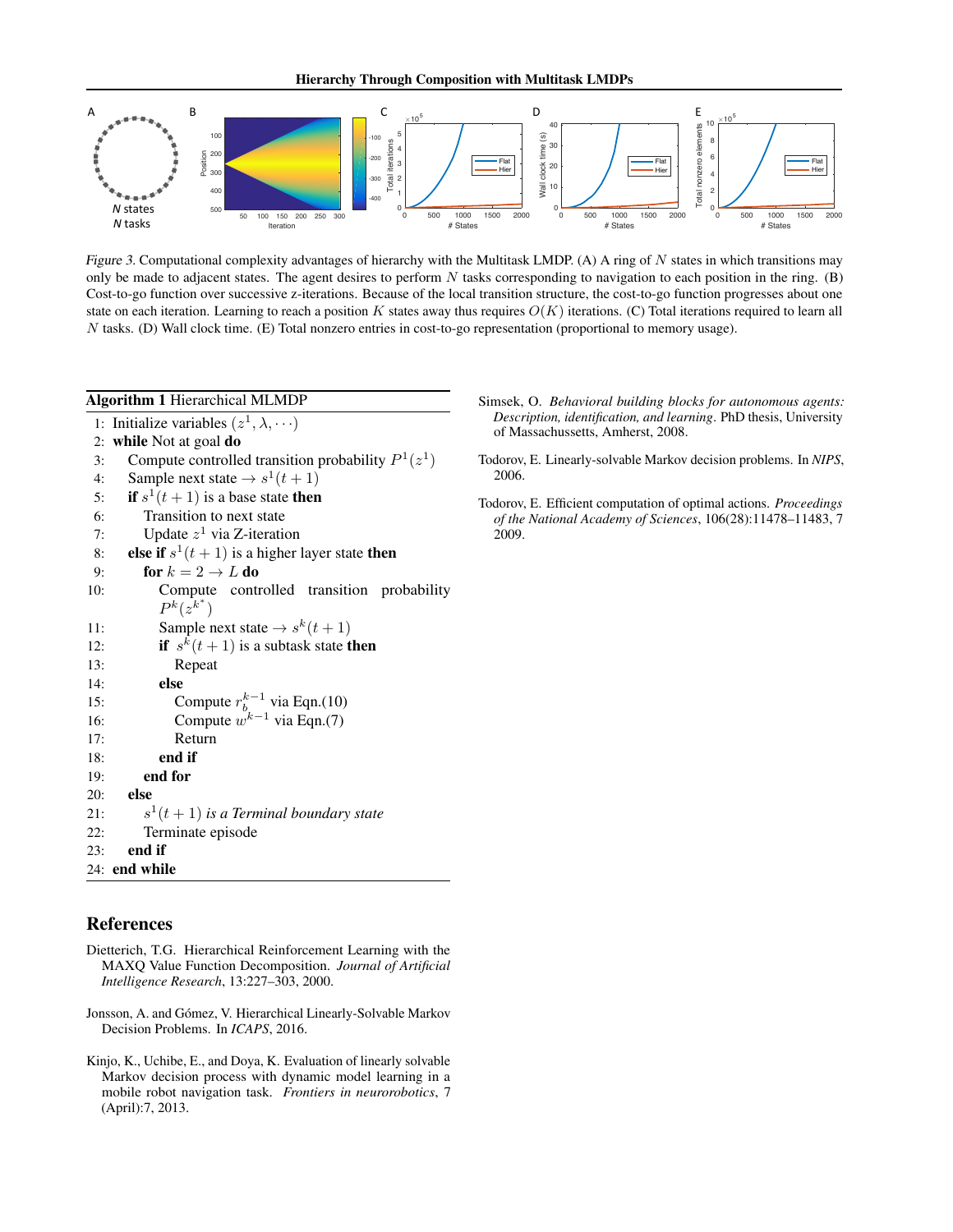A

$N$ states
$N$ tasks

B

Position
100
200
300
400
500
50 100 150 200 250 300
Iteration
-100
-200
-300
-400

C

$\times 10^5$
Total iterations
5
4
3
2
1
0
0 500 1000 1500 2000
# States
Flat
Hier

D

Wall clock time (s)
40
30
20
10
0
0 500 1000 1500 2000
# States
Flat
Hier

E

$\times 10^5$
Total nonzero elements
10
8
6
4
2
0
0 500 1000 1500 2000
# States
Flat
Hier

*Figure 3.* Computational complexity advantages of hierarchy with the Multitask LMDP. (A) A ring of $N$ states in which transitions may only be made to adjacent states. The agent desires to perform $N$ tasks corresponding to navigation to each position in the ring. (B) Cost-to-go function over successive z-iterations. Because of the local transition structure, the cost-to-go function progresses about one state on each iteration. Learning to reach a position $K$ states away thus requires $O(K)$ iterations. (C) Total iterations required to learn all $N$ tasks. (D) Wall clock time. (E) Total nonzero entries in cost-to-go representation (proportional to memory usage).

**Algorithm 1** Hierarchical MLMDP

```
1:  Initialize variables (z^1, λ, ···)
2:  while Not at goal do
3:    Compute controlled transition probability P^1(z^1)
4:    Sample next state → s^1(t+1)
5:    if s^1(t+1) is a base state then
6:      Transition to next state
7:      Update z^1 via Z-iteration
8:    else if s^1(t+1) is a higher layer state then
9:      for k = 2 → L do
10:       Compute controlled transition probability P^k(z^{k*})
11:       Sample next state → s^k(t+1)
12:       if s^k(t+1) is a subtask state then
13:         Repeat
14:       else
15:         Compute r_b^{k-1} via Eqn.(10)
16:         Compute w^{k-1} via Eqn.(7)
17:         Return
18:       end if
19:     end for
20:   else
21:     s^1(t+1) is a Terminal boundary state
22:     Terminate episode
23:   end if
24: end while
```

## References

Dietterich, T.G. Hierarchical Reinforcement Learning with the MAXQ Value Function Decomposition. *Journal of Artificial Intelligence Research*, 13:227–303, 2000.

Jonsson, A. and Gómez, V. Hierarchical Linearly-Solvable Markov Decision Problems. In *ICAPS*, 2016.

Kinjo, K., Uchibe, E., and Doya, K. Evaluation of linearly solvable Markov decision process with dynamic model learning in a mobile robot navigation task. *Frontiers in neurorobotics*, 7 (April):7, 2013.

Simsek, O. *Behavioral building blocks for autonomous agents: Description, identification, and learning*. PhD thesis, University of Massachussetts, Amherst, 2008.

Todorov, E. Linearly-solvable Markov decision problems. In *NIPS*, 2006.

Todorov, E. Efficient computation of optimal actions. *Proceedings of the National Academy of Sciences*, 106(28):11478–11483, 7 2009.